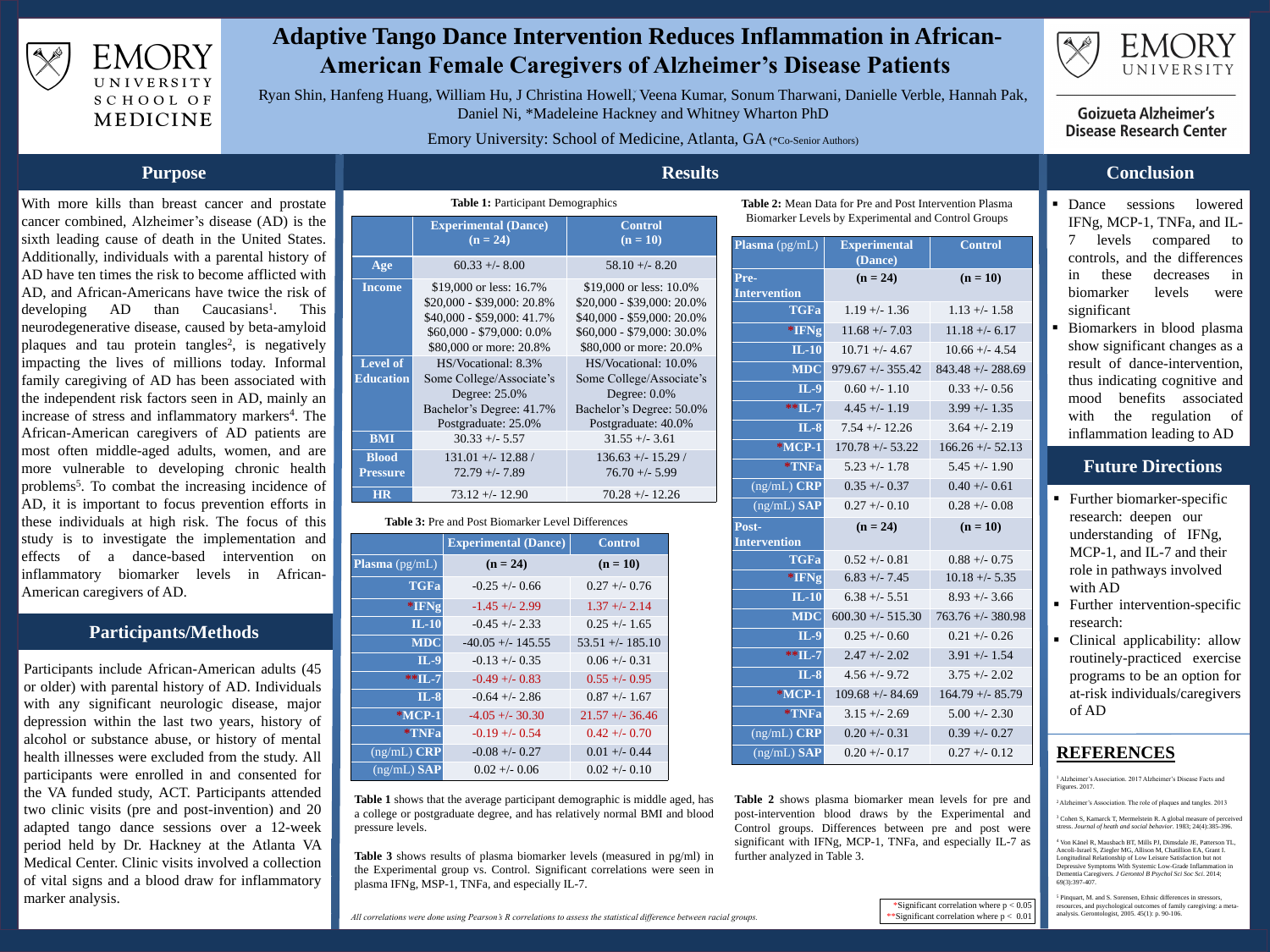# Adaptive Tango Dance Intervention Reduces Inflammation in African-American Female Caregivers of Alzheimer's Disease Patients

Ryan Shin, Hanfeng Huang, William Hu, J Christina Howell, Veena Kumar, Sonum Tharwani, Danielle Verble, Hannah Pak, Daniel Ni, *Madeleine Hackney and Whitney Wharton PhD

Emory University: School of Medicine, Atlanta, GA (*Co-Senior Authors)

Emory University School of Medicine — Emory University Goizueta Alzheimer's Disease Research Center

## Purpose

With more kills than breast cancer and prostate cancer combined, Alzheimer's disease (AD) is the sixth leading cause of death in the United States. Additionally, individuals with a parental history of AD have ten times the risk to become afflicted with AD, and African-Americans have twice the risk of developing AD than Caucasians[1]. This neurodegenerative disease, caused by beta-amyloid plaques and tau protein tangles[2], is negatively impacting the lives of millions today. Informal family caregiving of AD has been associated with the independent risk factors seen in AD, mainly an increase of stress and inflammatory markers[4]. The African-American caregivers of AD patients are most often middle-aged adults, women, and are more vulnerable to developing chronic health problems[5]. To combat the increasing incidence of AD, it is important to focus prevention efforts in these individuals at high risk. The focus of this study is to investigate the implementation and effects of a dance-based intervention on inflammatory biomarker levels in African-American caregivers of AD.

## Participants/Methods

Participants include African-American adults (45 or older) with parental history of AD. Individuals with any significant neurologic disease, major depression within the last two years, history of alcohol or substance abuse, or history of mental health illnesses were excluded from the study. All participants were enrolled in and consented for the VA funded study, ACT. Participants attended two clinic visits (pre and post-invention) and 20 adapted tango dance sessions over a 12-week period held by Dr. Hackney at the Atlanta VA Medical Center. Clinic visits involved a collection of vital signs and a blood draw for inflammatory marker analysis.

## Results

**Table 1:** Participant Demographics

| | Experimental (Dance) (n = 24) | Control (n = 10) |
|---|---|---|
| Age | 60.33 +/- 8.00 | 58.10 +/- 8.20 |
| Income | $19,000 or less: 16.7%<br>$20,000 - $39,000: 20.8%<br>$40,000 - $59,000: 41.7%<br>$60,000 - $79,000: 0.0%<br>$80,000 or more: 20.8% | $19,000 or less: 10.0%<br>$20,000 - $39,000: 20.0%<br>$40,000 - $59,000: 20.0%<br>$60,000 - $79,000: 30.0%<br>$80,000 or more: 20.0% |
| Level of Education | HS/Vocational: 8.3%<br>Some College/Associate's Degree: 25.0%<br>Bachelor's Degree: 41.7%<br>Postgraduate: 25.0% | HS/Vocational: 10.0%<br>Some College/Associate's Degree: 0.0%<br>Bachelor's Degree: 50.0%<br>Postgraduate: 40.0% |
| BMI | 30.33 +/- 5.57 | 31.55 +/- 3.61 |
| Blood Pressure | 131.01 +/- 12.88 / 72.79 +/- 7.89 | 136.63 +/- 15.29 / 76.70 +/- 5.99 |
| HR | 73.12 +/- 12.90 | 70.28 +/- 12.26 |

**Table 2:** Mean Data for Pre and Post Intervention Plasma Biomarker Levels by Experimental and Control Groups

| Plasma (pg/mL) | Experimental (Dance) | Control |
|---|---|---|
| **Pre-Intervention** | (n = 24) | (n = 10) |
| TGFa | 1.19 +/- 1.36 | 1.13 +/- 1.58 |
| *IFNg | 11.68 +/- 7.03 | 11.18 +/- 6.17 |
| IL-10 | 10.71 +/- 4.67 | 10.66 +/- 4.54 |
| MDC | 979.67 +/- 355.42 | 843.48 +/- 288.69 |
| IL-9 | 0.60 +/- 1.10 | 0.33 +/- 0.56 |
| **IL-7 | 4.45 +/- 1.19 | 3.99 +/- 1.35 |
| IL-8 | 7.54 +/- 12.26 | 3.64 +/- 2.19 |
| *MCP-1 | 170.78 +/- 53.22 | 166.26 +/- 52.13 |
| *TNFa | 5.23 +/- 1.78 | 5.45 +/- 1.90 |
| (ng/mL) CRP | 0.35 +/- 0.37 | 0.40 +/- 0.61 |
| (ng/mL) SAP | 0.27 +/- 0.10 | 0.28 +/- 0.08 |
| **Post-Intervention** | (n = 24) | (n = 10) |
| TGFa | 0.52 +/- 0.81 | 0.88 +/- 0.75 |
| *IFNg | 6.83 +/- 7.45 | 10.18 +/- 5.35 |
| IL-10 | 6.38 +/- 5.51 | 8.93 +/- 3.66 |
| MDC | 600.30 +/- 515.30 | 763.76 +/- 380.98 |
| IL-9 | 0.25 +/- 0.60 | 0.21 +/- 0.26 |
| **IL-7 | 2.47 +/- 2.02 | 3.91 +/- 1.54 |
| IL-8 | 4.56 +/- 9.72 | 3.75 +/- 2.02 |
| *MCP-1 | 109.68 +/- 84.69 | 164.79 +/- 85.79 |
| *TNFa | 3.15 +/- 2.69 | 5.00 +/- 2.30 |
| (ng/mL) CRP | 0.20 +/- 0.31 | 0.39 +/- 0.27 |
| (ng/mL) SAP | 0.20 +/- 0.17 | 0.27 +/- 0.12 |

**Table 3:** Pre and Post Biomarker Level Differences

| | Experimental (Dance) | Control |
|---|---|---|
| Plasma (pg/mL) | (n = 24) | (n = 10) |
| TGFa | -0.25 +/- 0.66 | 0.27 +/- 0.76 |
| *IFNg | -1.45 +/- 2.99 | 1.37 +/- 2.14 |
| IL-10 | -0.45 +/- 2.33 | 0.25 +/- 1.65 |
| MDC | -40.05 +/- 145.55 | 53.51 +/- 185.10 |
| IL-9 | -0.13 +/- 0.35 | 0.06 +/- 0.31 |
| **IL-7 | -0.49 +/- 0.83 | 0.55 +/- 0.95 |
| IL-8 | -0.64 +/- 2.86 | 0.87 +/- 1.67 |
| *MCP-1 | -4.05 +/- 30.30 | 21.57 +/- 36.46 |
| *TNFa | -0.19 +/- 0.54 | 0.42 +/- 0.70 |
| (ng/mL) CRP | -0.08 +/- 0.27 | 0.01 +/- 0.44 |
| (ng/mL) SAP | 0.02 +/- 0.06 | 0.02 +/- 0.10 |

**Table 1** shows that the average participant demographic is middle aged, has a college or postgraduate degree, and has relatively normal BMI and blood pressure levels.

**Table 3** shows results of plasma biomarker levels (measured in pg/ml) in the Experimental group vs. Control. Significant correlations were seen in plasma IFNg, MSP-1, TNFa, and especially IL-7.

**Table 2** shows plasma biomarker mean levels for pre and post-intervention blood draws by the Experimental and Control groups. Differences between pre and post were significant with IFNg, MCP-1, TNFa, and especially IL-7 as further analyzed in Table 3.

*All correlations were done using Pearson's R correlations to assess the statistical difference between racial groups.*

*Significant correlation where $p < 0.05$
**Significant correlation where $p < 0.01$

## Conclusion

- Dance sessions lowered IFNg, MCP-1, TNFa, and IL-7 levels compared to controls, and the differences in these decreases in biomarker levels were significant
- Biomarkers in blood plasma show significant changes as a result of dance-intervention, thus indicating cognitive and mood benefits associated with the regulation of inflammation leading to AD

## Future Directions

- Further biomarker-specific research: deepen our understanding of IFNg, MCP-1, and IL-7 and their role in pathways involved with AD
- Further intervention-specific research:
- Clinical applicability: allow routinely-practiced exercise programs to be an option for at-risk individuals/caregivers of AD

## REFERENCES

[1] Alzheimer's Association. 2017 Alzheimer's Disease Facts and Figures. 2017.

[2] Alzheimer's Association. The role of plaques and tangles. 2013

[3] Cohen S, Kamarck T, Mermelstein R. A global measure of perceived stress. *Journal of heath and social behavior*. 1983; 24(4):385-396.

[4] Von Känel R, Mausbach BT, Mills PJ, Dimsdale JE, Patterson TL, Ancoli-Israel S, Ziegler MG, Allison M, Chattillion EA, Grant I. Longitudinal Relationship of Low Leisure Satisfaction but not Depressive Symptoms With Systemic Low-Grade Inflammation in Dementia Caregivers. *J Gerontol B Psychol Sci Soc Sci*. 2014; 69(3):397-407.

[5] Pinquart, M. and S. Sorensen, Ethnic differences in stressors, resources, and psychological outcomes of family caregiving: a meta-analysis. Gerontologist, 2005. 45(1): p. 90-106.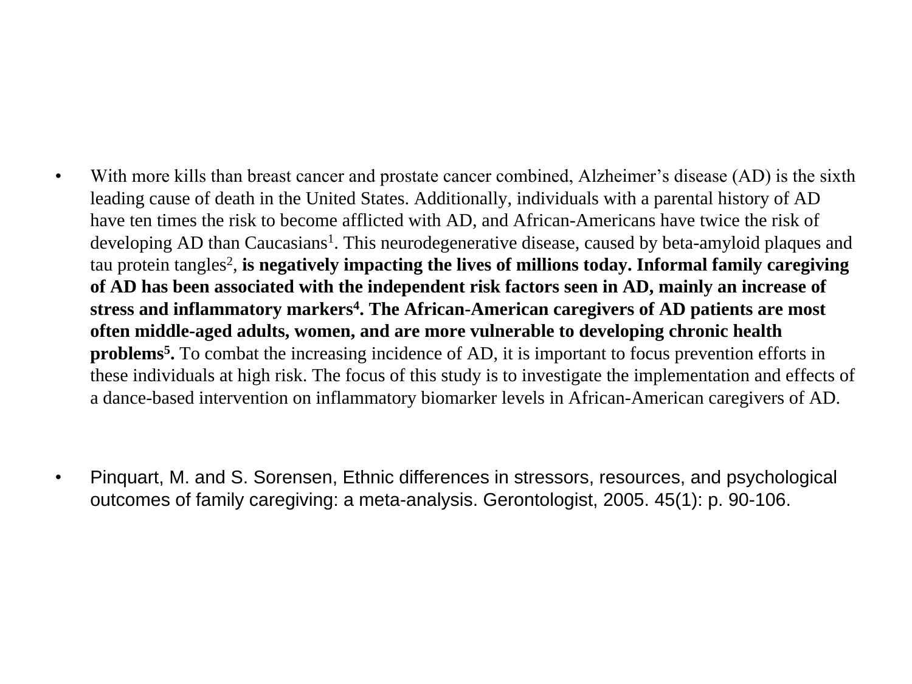- With more kills than breast cancer and prostate cancer combined, Alzheimer's disease (AD) is the sixth leading cause of death in the United States. Additionally, individuals with a parental history of AD have ten times the risk to become afflicted with AD, and African-Americans have twice the risk of developing AD than Caucasians[1]. This neurodegenerative disease, caused by beta-amyloid plaques and tau protein tangles[2], **is negatively impacting the lives of millions today. Informal family caregiving of AD has been associated with the independent risk factors seen in AD, mainly an increase of stress and inflammatory markers[4]. The African-American caregivers of AD patients are most often middle-aged adults, women, and are more vulnerable to developing chronic health problems[5].** To combat the increasing incidence of AD, it is important to focus prevention efforts in these individuals at high risk. The focus of this study is to investigate the implementation and effects of a dance-based intervention on inflammatory biomarker levels in African-American caregivers of AD.

- Pinquart, M. and S. Sorensen, Ethnic differences in stressors, resources, and psychological outcomes of family caregiving: a meta-analysis. Gerontologist, 2005. 45(1): p. 90-106.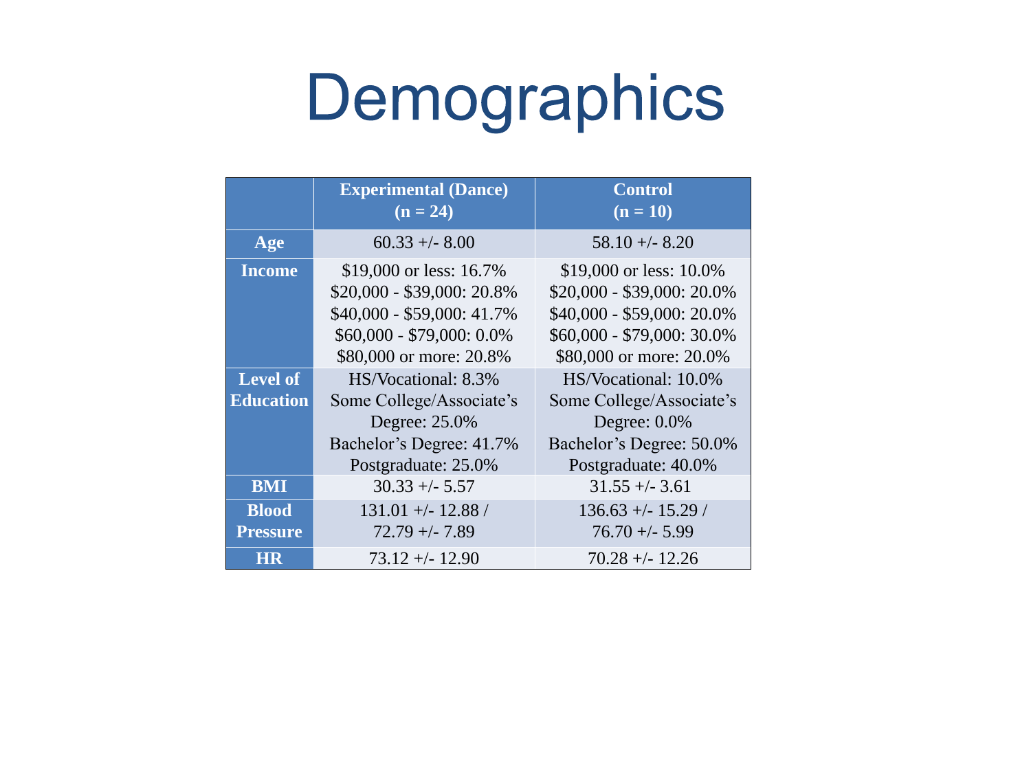# Demographics

| | Experimental (Dance) (n = 24) | Control (n = 10) |
|---|---|---|
| **Age** | 60.33 +/- 8.00 | 58.10 +/- 8.20 |
| **Income** | \$19,000 or less: 16.7%<br>\$20,000 - \$39,000: 20.8%<br>\$40,000 - \$59,000: 41.7%<br>\$60,000 - \$79,000: 0.0%<br>\$80,000 or more: 20.8% | \$19,000 or less: 10.0%<br>\$20,000 - \$39,000: 20.0%<br>\$40,000 - \$59,000: 20.0%<br>\$60,000 - \$79,000: 30.0%<br>\$80,000 or more: 20.0% |
| **Level of Education** | HS/Vocational: 8.3%<br>Some College/Associate's Degree: 25.0%<br>Bachelor's Degree: 41.7%<br>Postgraduate: 25.0% | HS/Vocational: 10.0%<br>Some College/Associate's Degree: 0.0%<br>Bachelor's Degree: 50.0%<br>Postgraduate: 40.0% |
| **BMI** | 30.33 +/- 5.57 | 31.55 +/- 3.61 |
| **Blood Pressure** | 131.01 +/- 12.88 / 72.79 +/- 7.89 | 136.63 +/- 15.29 / 76.70 +/- 5.99 |
| **HR** | 73.12 +/- 12.90 | 70.28 +/- 12.26 |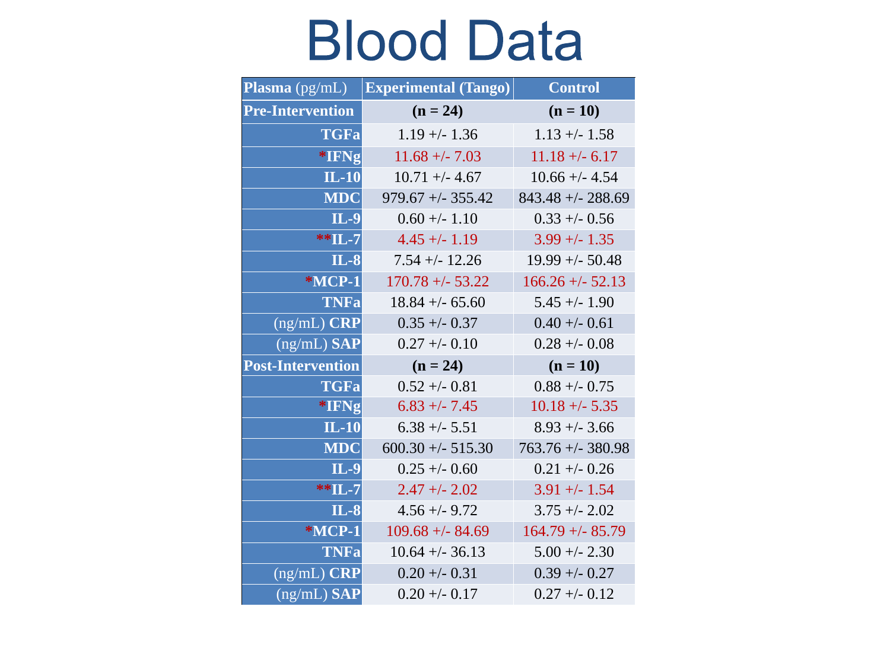# Blood Data

| Plasma (pg/mL) | Experimental (Tango) | Control |
|---|---|---|
| **Pre-Intervention** | **(n = 24)** | **(n = 10)** |
| **TGFa** | 1.19 +/- 1.36 | 1.13 +/- 1.58 |
| ***IFNg** | 11.68 +/- 7.03 | 11.18 +/- 6.17 |
| **IL-10** | 10.71 +/- 4.67 | 10.66 +/- 4.54 |
| **MDC** | 979.67 +/- 355.42 | 843.48 +/- 288.69 |
| **IL-9** | 0.60 +/- 1.10 | 0.33 +/- 0.56 |
| ****IL-7** | 4.45 +/- 1.19 | 3.99 +/- 1.35 |
| **IL-8** | 7.54 +/- 12.26 | 19.99 +/- 50.48 |
| ***MCP-1** | 170.78 +/- 53.22 | 166.26 +/- 52.13 |
| **TNFa** | 18.84 +/- 65.60 | 5.45 +/- 1.90 |
| (ng/mL) **CRP** | 0.35 +/- 0.37 | 0.40 +/- 0.61 |
| (ng/mL) **SAP** | 0.27 +/- 0.10 | 0.28 +/- 0.08 |
| **Post-Intervention** | **(n = 24)** | **(n = 10)** |
| **TGFa** | 0.52 +/- 0.81 | 0.88 +/- 0.75 |
| ***IFNg** | 6.83 +/- 7.45 | 10.18 +/- 5.35 |
| **IL-10** | 6.38 +/- 5.51 | 8.93 +/- 3.66 |
| **MDC** | 600.30 +/- 515.30 | 763.76 +/- 380.98 |
| **IL-9** | 0.25 +/- 0.60 | 0.21 +/- 0.26 |
| ****IL-7** | 2.47 +/- 2.02 | 3.91 +/- 1.54 |
| **IL-8** | 4.56 +/- 9.72 | 3.75 +/- 2.02 |
| ***MCP-1** | 109.68 +/- 84.69 | 164.79 +/- 85.79 |
| **TNFa** | 10.64 +/- 36.13 | 5.00 +/- 2.30 |
| (ng/mL) **CRP** | 0.20 +/- 0.31 | 0.39 +/- 0.27 |
| (ng/mL) **SAP** | 0.20 +/- 0.17 | 0.27 +/- 0.12 |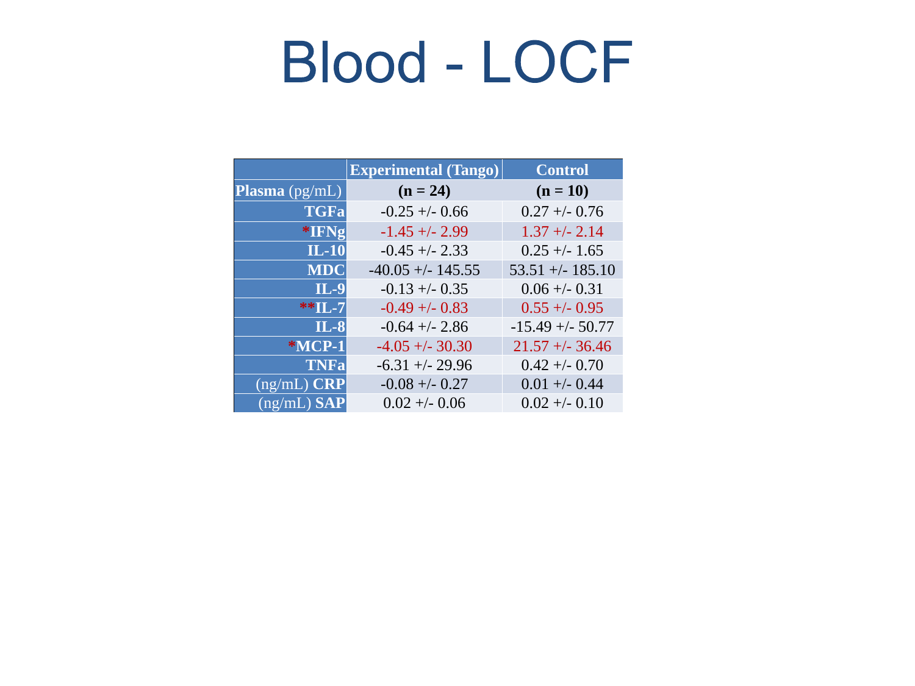# Blood - LOCF

| | Experimental (Tango) | Control |
|---|---|---|
| **Plasma** (pg/mL) | **(n = 24)** | **(n = 10)** |
| **TGFa** | -0.25 +/- 0.66 | 0.27 +/- 0.76 |
| ***IFNg** | -1.45 +/- 2.99 | 1.37 +/- 2.14 |
| **IL-10** | -0.45 +/- 2.33 | 0.25 +/- 1.65 |
| **MDC** | -40.05 +/- 145.55 | 53.51 +/- 185.10 |
| **IL-9** | -0.13 +/- 0.35 | 0.06 +/- 0.31 |
| ****IL-7** | -0.49 +/- 0.83 | 0.55 +/- 0.95 |
| **IL-8** | -0.64 +/- 2.86 | -15.49 +/- 50.77 |
| ***MCP-1** | -4.05 +/- 30.30 | 21.57 +/- 36.46 |
| **TNFa** | -6.31 +/- 29.96 | 0.42 +/- 0.70 |
| (ng/mL) **CRP** | -0.08 +/- 0.27 | 0.01 +/- 0.44 |
| (ng/mL) **SAP** | 0.02 +/- 0.06 | 0.02 +/- 0.10 |